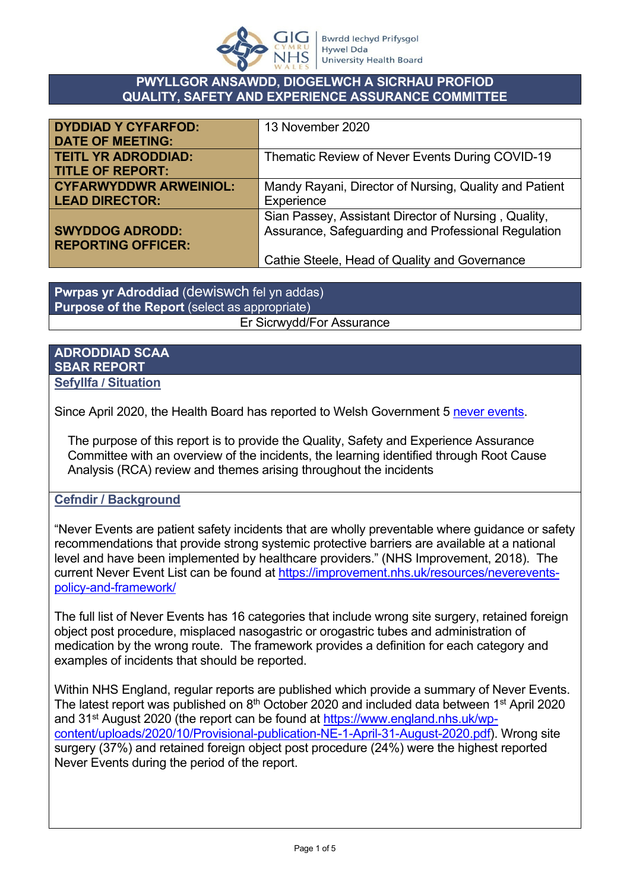# PWYLLGOR ANSAWDD, DIOGELWCH A SICRHAU PROFIOD
# QUALITY, SAFETY AND EXPERIENCE ASSURANCE COMMITTEE

| | |
|---|---|
| **DYDDIAD Y CYFARFOD: DATE OF MEETING:** | 13 November 2020 |
| **TEITL YR ADRODDIAD: TITLE OF REPORT:** | Thematic Review of Never Events During COVID-19 |
| **CYFARWYDDWR ARWEINIOL: LEAD DIRECTOR:** | Mandy Rayani, Director of Nursing, Quality and Patient Experience |
| **SWYDDOG ADRODD: REPORTING OFFICER:** | Sian Passey, Assistant Director of Nursing , Quality, Assurance, Safeguarding and Professional Regulation<br><br>Cathie Steele, Head of Quality and Governance |

**Pwrpas yr Adroddiad** (dewiswch fel yn addas)
**Purpose of the Report** (select as appropriate)

Er Sicrwydd/For Assurance

## ADRODDIAD SCAA
## SBAR REPORT

### Sefyllfa / Situation

Since April 2020, the Health Board has reported to Welsh Government 5 never events.

The purpose of this report is to provide the Quality, Safety and Experience Assurance Committee with an overview of the incidents, the learning identified through Root Cause Analysis (RCA) review and themes arising throughout the incidents

### Cefndir / Background

"Never Events are patient safety incidents that are wholly preventable where guidance or safety recommendations that provide strong systemic protective barriers are available at a national level and have been implemented by healthcare providers." (NHS Improvement, 2018). The current Never Event List can be found at https://improvement.nhs.uk/resources/neverevents-policy-and-framework/

The full list of Never Events has 16 categories that include wrong site surgery, retained foreign object post procedure, misplaced nasogastric or orogastric tubes and administration of medication by the wrong route. The framework provides a definition for each category and examples of incidents that should be reported.

Within NHS England, regular reports are published which provide a summary of Never Events. The latest report was published on 8th October 2020 and included data between 1st April 2020 and 31st August 2020 (the report can be found at https://www.england.nhs.uk/wp-content/uploads/2020/10/Provisional-publication-NE-1-April-31-August-2020.pdf). Wrong site surgery (37%) and retained foreign object post procedure (24%) were the highest reported Never Events during the period of the report.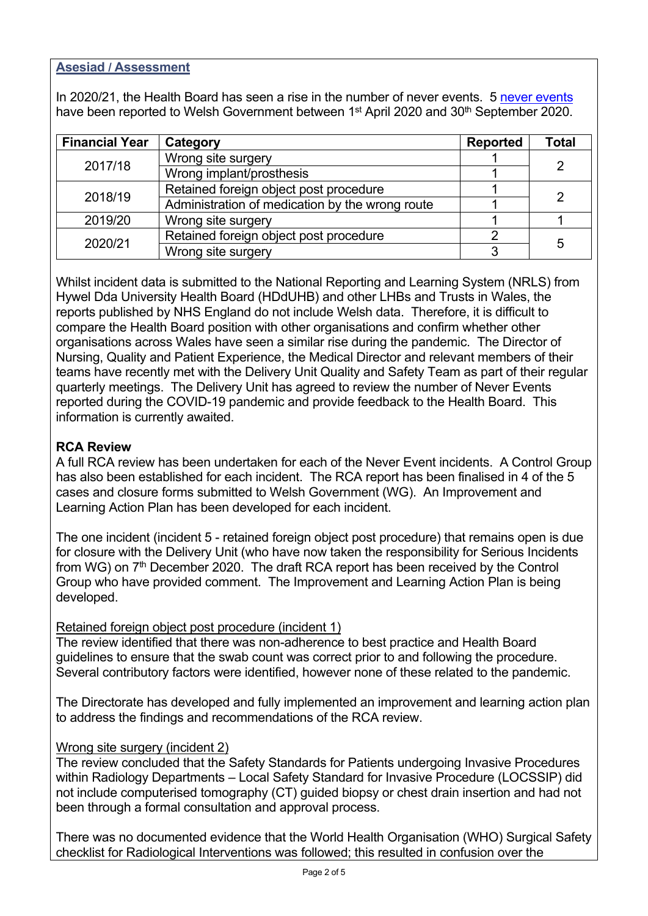## Asesiad / Assessment

In 2020/21, the Health Board has seen a rise in the number of never events. 5 never events have been reported to Welsh Government between 1st April 2020 and 30th September 2020.

| Financial Year | Category | Reported | Total |
|---|---|---|---|
| 2017/18 | Wrong site surgery | 1 | 2 |
| | Wrong implant/prosthesis | 1 | |
| 2018/19 | Retained foreign object post procedure | 1 | 2 |
| | Administration of medication by the wrong route | 1 | |
| 2019/20 | Wrong site surgery | 1 | 1 |
| 2020/21 | Retained foreign object post procedure | 2 | 5 |
| | Wrong site surgery | 3 | |

Whilst incident data is submitted to the National Reporting and Learning System (NRLS) from Hywel Dda University Health Board (HDdUHB) and other LHBs and Trusts in Wales, the reports published by NHS England do not include Welsh data. Therefore, it is difficult to compare the Health Board position with other organisations and confirm whether other organisations across Wales have seen a similar rise during the pandemic. The Director of Nursing, Quality and Patient Experience, the Medical Director and relevant members of their teams have recently met with the Delivery Unit Quality and Safety Team as part of their regular quarterly meetings. The Delivery Unit has agreed to review the number of Never Events reported during the COVID-19 pandemic and provide feedback to the Health Board. This information is currently awaited.

**RCA Review**

A full RCA review has been undertaken for each of the Never Event incidents. A Control Group has also been established for each incident. The RCA report has been finalised in 4 of the 5 cases and closure forms submitted to Welsh Government (WG). An Improvement and Learning Action Plan has been developed for each incident.

The one incident (incident 5 - retained foreign object post procedure) that remains open is due for closure with the Delivery Unit (who have now taken the responsibility for Serious Incidents from WG) on 7th December 2020. The draft RCA report has been received by the Control Group who have provided comment. The Improvement and Learning Action Plan is being developed.

Retained foreign object post procedure (incident 1)

The review identified that there was non-adherence to best practice and Health Board guidelines to ensure that the swab count was correct prior to and following the procedure. Several contributory factors were identified, however none of these related to the pandemic.

The Directorate has developed and fully implemented an improvement and learning action plan to address the findings and recommendations of the RCA review.

Wrong site surgery (incident 2)

The review concluded that the Safety Standards for Patients undergoing Invasive Procedures within Radiology Departments – Local Safety Standard for Invasive Procedure (LOCSSIP) did not include computerised tomography (CT) guided biopsy or chest drain insertion and had not been through a formal consultation and approval process.

There was no documented evidence that the World Health Organisation (WHO) Surgical Safety checklist for Radiological Interventions was followed; this resulted in confusion over the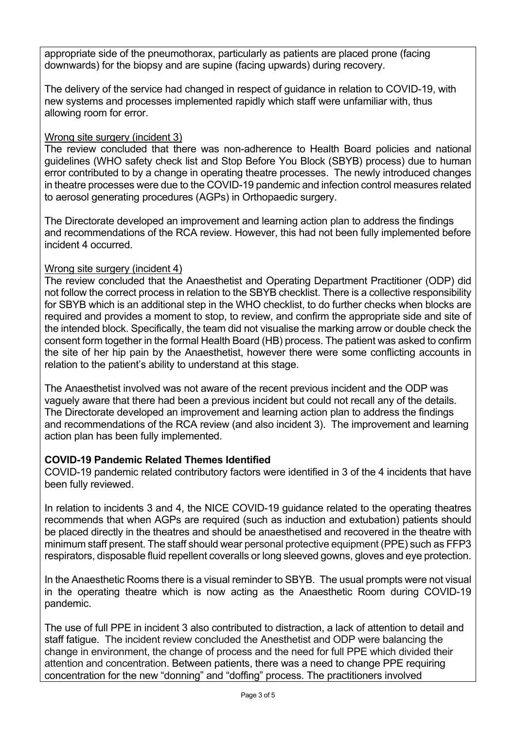appropriate side of the pneumothorax, particularly as patients are placed prone (facing downwards) for the biopsy and are supine (facing upwards) during recovery.

The delivery of the service had changed in respect of guidance in relation to COVID-19, with new systems and processes implemented rapidly which staff were unfamiliar with, thus allowing room for error.

Wrong site surgery (incident 3)

The review concluded that there was non-adherence to Health Board policies and national guidelines (WHO safety check list and Stop Before You Block (SBYB) process) due to human error contributed to by a change in operating theatre processes. The newly introduced changes in theatre processes were due to the COVID-19 pandemic and infection control measures related to aerosol generating procedures (AGPs) in Orthopaedic surgery.

The Directorate developed an improvement and learning action plan to address the findings and recommendations of the RCA review. However, this had not been fully implemented before incident 4 occurred.

Wrong site surgery (incident 4)

The review concluded that the Anaesthetist and Operating Department Practitioner (ODP) did not follow the correct process in relation to the SBYB checklist. There is a collective responsibility for SBYB which is an additional step in the WHO checklist, to do further checks when blocks are required and provides a moment to stop, to review, and confirm the appropriate side and site of the intended block. Specifically, the team did not visualise the marking arrow or double check the consent form together in the formal Health Board (HB) process. The patient was asked to confirm the site of her hip pain by the Anaesthetist, however there were some conflicting accounts in relation to the patient's ability to understand at this stage.

The Anaesthetist involved was not aware of the recent previous incident and the ODP was vaguely aware that there had been a previous incident but could not recall any of the details. The Directorate developed an improvement and learning action plan to address the findings and recommendations of the RCA review (and also incident 3). The improvement and learning action plan has been fully implemented.

**COVID-19 Pandemic Related Themes Identified**

COVID-19 pandemic related contributory factors were identified in 3 of the 4 incidents that have been fully reviewed.

In relation to incidents 3 and 4, the NICE COVID-19 guidance related to the operating theatres recommends that when AGPs are required (such as induction and extubation) patients should be placed directly in the theatres and should be anaesthetised and recovered in the theatre with minimum staff present. The staff should wear personal protective equipment (PPE) such as FFP3 respirators, disposable fluid repellent coveralls or long sleeved gowns, gloves and eye protection.

In the Anaesthetic Rooms there is a visual reminder to SBYB. The usual prompts were not visual in the operating theatre which is now acting as the Anaesthetic Room during COVID-19 pandemic.

The use of full PPE in incident 3 also contributed to distraction, a lack of attention to detail and staff fatigue. The incident review concluded the Anesthetist and ODP were balancing the change in environment, the change of process and the need for full PPE which divided their attention and concentration. Between patients, there was a need to change PPE requiring concentration for the new "donning" and "doffing" process. The practitioners involved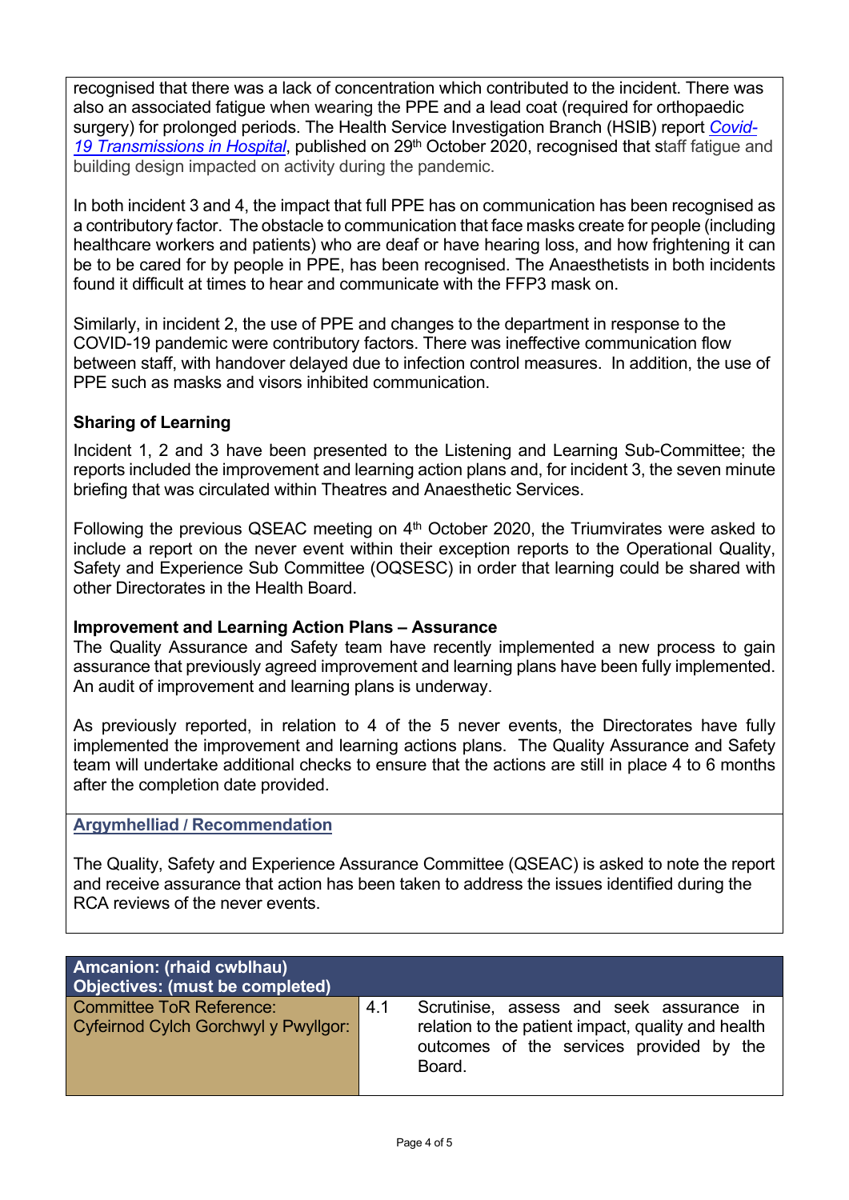recognised that there was a lack of concentration which contributed to the incident. There was also an associated fatigue when wearing the PPE and a lead coat (required for orthopaedic surgery) for prolonged periods. The Health Service Investigation Branch (HSIB) report *Covid-19 Transmissions in Hospital*, published on 29th October 2020, recognised that staff fatigue and building design impacted on activity during the pandemic.

In both incident 3 and 4, the impact that full PPE has on communication has been recognised as a contributory factor. The obstacle to communication that face masks create for people (including healthcare workers and patients) who are deaf or have hearing loss, and how frightening it can be to be cared for by people in PPE, has been recognised. The Anaesthetists in both incidents found it difficult at times to hear and communicate with the FFP3 mask on.

Similarly, in incident 2, the use of PPE and changes to the department in response to the COVID-19 pandemic were contributory factors. There was ineffective communication flow between staff, with handover delayed due to infection control measures. In addition, the use of PPE such as masks and visors inhibited communication.

**Sharing of Learning**

Incident 1, 2 and 3 have been presented to the Listening and Learning Sub-Committee; the reports included the improvement and learning action plans and, for incident 3, the seven minute briefing that was circulated within Theatres and Anaesthetic Services.

Following the previous QSEAC meeting on 4th October 2020, the Triumvirates were asked to include a report on the never event within their exception reports to the Operational Quality, Safety and Experience Sub Committee (OQSESC) in order that learning could be shared with other Directorates in the Health Board.

**Improvement and Learning Action Plans – Assurance**

The Quality Assurance and Safety team have recently implemented a new process to gain assurance that previously agreed improvement and learning plans have been fully implemented. An audit of improvement and learning plans is underway.

As previously reported, in relation to 4 of the 5 never events, the Directorates have fully implemented the improvement and learning actions plans. The Quality Assurance and Safety team will undertake additional checks to ensure that the actions are still in place 4 to 6 months after the completion date provided.

**Argymhelliad / Recommendation**

The Quality, Safety and Experience Assurance Committee (QSEAC) is asked to note the report and receive assurance that action has been taken to address the issues identified during the RCA reviews of the never events.

| **Amcanion: (rhaid cwblhau)<br>Objectives: (must be completed)** | | |
|---|---|---|
| Committee ToR Reference:<br>Cyfeirnod Cylch Gorchwyl y Pwyllgor: | 4.1 | Scrutinise, assess and seek assurance in relation to the patient impact, quality and health outcomes of the services provided by the Board. |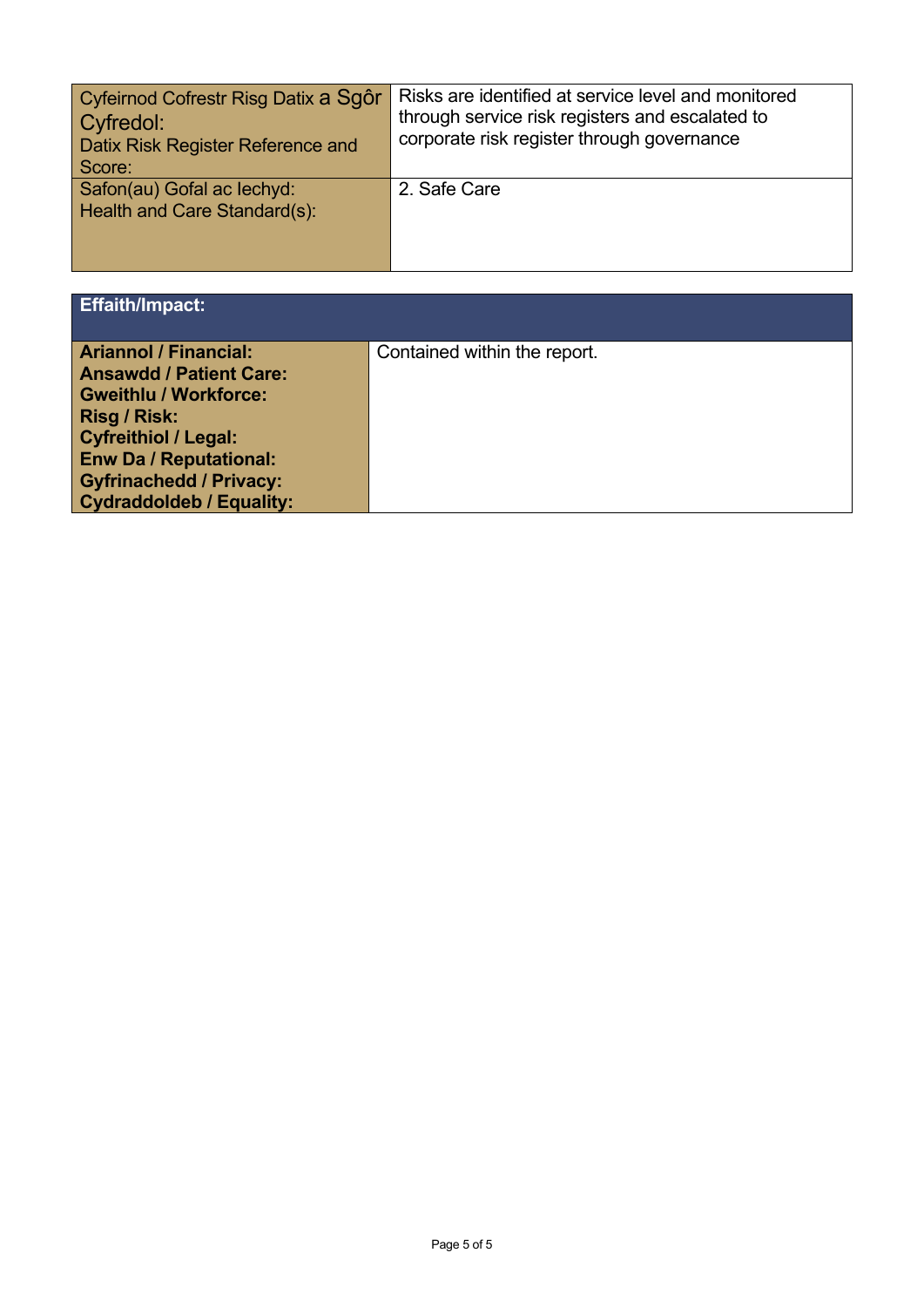| | |
|---|---|
| Cyfeirnod Cofrestr Risg Datix a Sgôr Cyfredol:<br>Datix Risk Register Reference and Score: | Risks are identified at service level and monitored through service risk registers and escalated to corporate risk register through governance |
| Safon(au) Gofal ac Iechyd:<br>Health and Care Standard(s): | 2. Safe Care |

| **Effaith/Impact:** | |
|---|---|
| **Ariannol / Financial:**<br>**Ansawdd / Patient Care:**<br>**Gweithlu / Workforce:**<br>**Risg / Risk:**<br>**Cyfreithiol / Legal:**<br>**Enw Da / Reputational:**<br>**Gyfrinachedd / Privacy:**<br>**Cydraddoldeb / Equality:** | Contained within the report. |